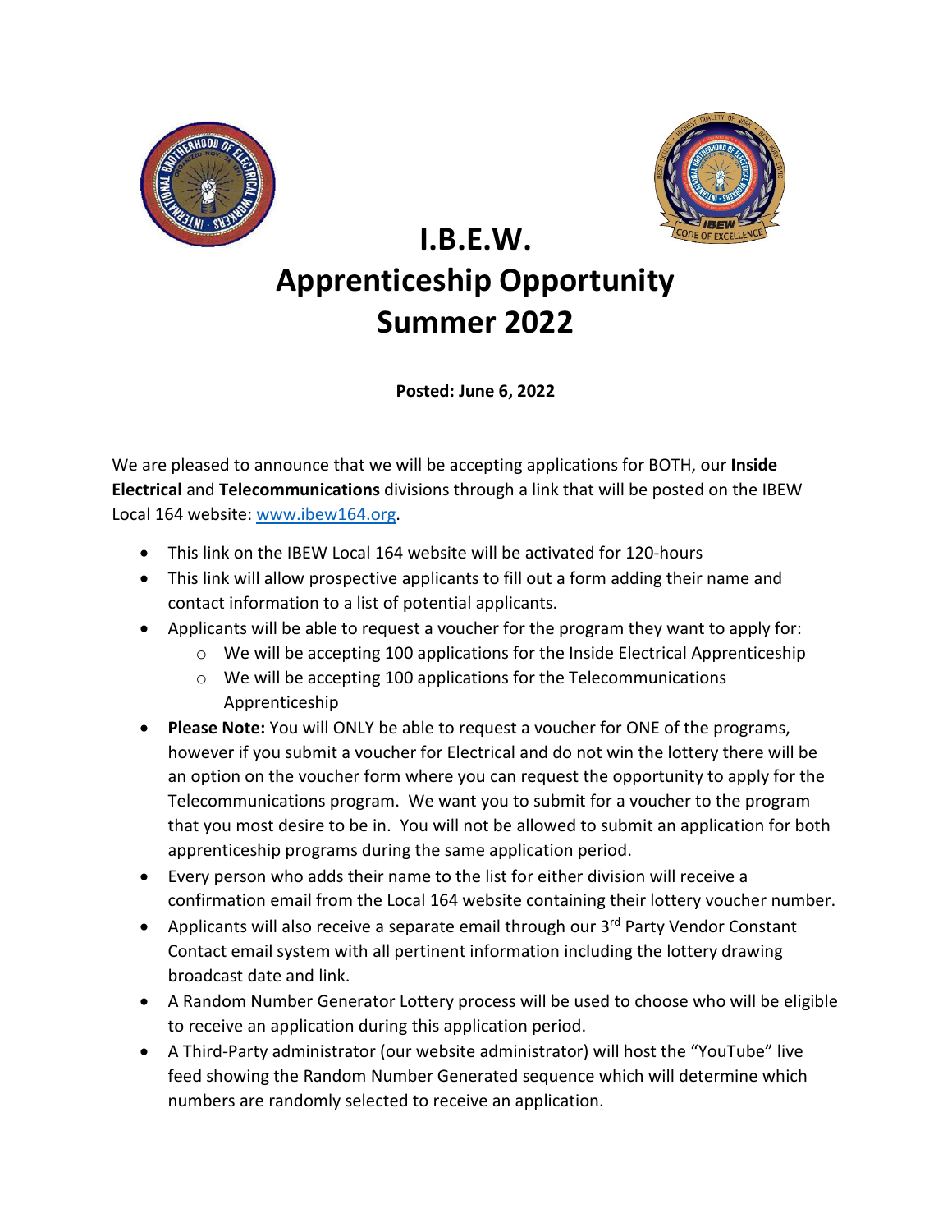# I.B.E.W.
# Apprenticeship Opportunity
# Summer 2022

**Posted: June 6, 2022**

We are pleased to announce that we will be accepting applications for BOTH, our **Inside Electrical** and **Telecommunications** divisions through a link that will be posted on the IBEW Local 164 website: www.ibew164.org.

- This link on the IBEW Local 164 website will be activated for 120-hours
- This link will allow prospective applicants to fill out a form adding their name and contact information to a list of potential applicants.
- Applicants will be able to request a voucher for the program they want to apply for:
  - We will be accepting 100 applications for the Inside Electrical Apprenticeship
  - We will be accepting 100 applications for the Telecommunications Apprenticeship
- **Please Note:** You will ONLY be able to request a voucher for ONE of the programs, however if you submit a voucher for Electrical and do not win the lottery there will be an option on the voucher form where you can request the opportunity to apply for the Telecommunications program. We want you to submit for a voucher to the program that you most desire to be in. You will not be allowed to submit an application for both apprenticeship programs during the same application period.
- Every person who adds their name to the list for either division will receive a confirmation email from the Local 164 website containing their lottery voucher number.
- Applicants will also receive a separate email through our 3rd Party Vendor Constant Contact email system with all pertinent information including the lottery drawing broadcast date and link.
- A Random Number Generator Lottery process will be used to choose who will be eligible to receive an application during this application period.
- A Third-Party administrator (our website administrator) will host the "YouTube" live feed showing the Random Number Generated sequence which will determine which numbers are randomly selected to receive an application.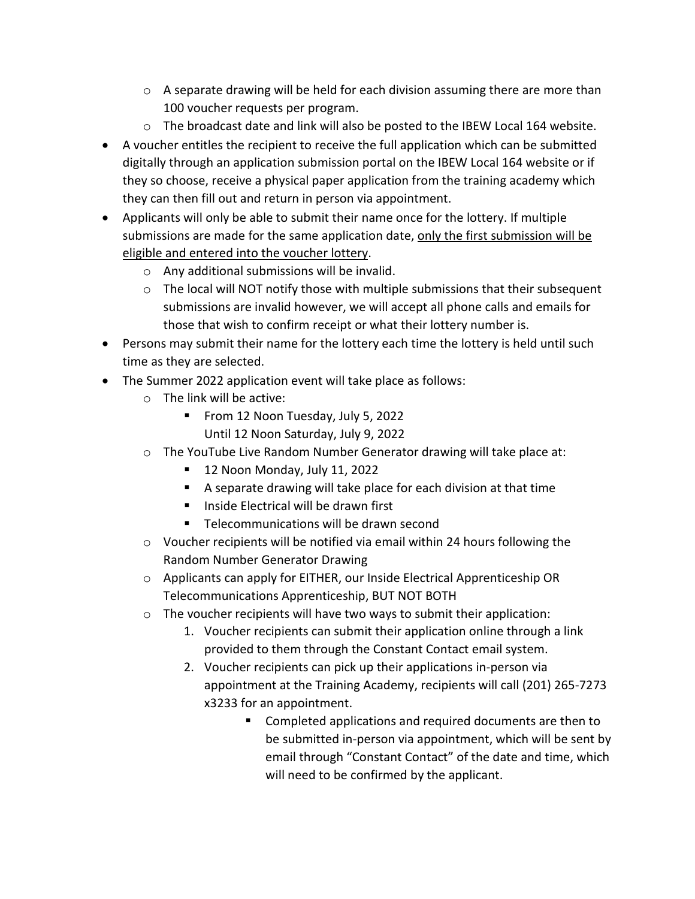- A separate drawing will be held for each division assuming there are more than 100 voucher requests per program.
   - The broadcast date and link will also be posted to the IBEW Local 164 website.
- A voucher entitles the recipient to receive the full application which can be submitted digitally through an application submission portal on the IBEW Local 164 website or if they so choose, receive a physical paper application from the training academy which they can then fill out and return in person via appointment.
- Applicants will only be able to submit their name once for the lottery. If multiple submissions are made for the same application date, <u>only the first submission will be eligible and entered into the voucher lottery</u>.
   - Any additional submissions will be invalid.
   - The local will NOT notify those with multiple submissions that their subsequent submissions are invalid however, we will accept all phone calls and emails for those that wish to confirm receipt or what their lottery number is.
- Persons may submit their name for the lottery each time the lottery is held until such time as they are selected.
- The Summer 2022 application event will take place as follows:
   - The link will be active:
      - From 12 Noon Tuesday, July 5, 2022
        Until 12 Noon Saturday, July 9, 2022
   - The YouTube Live Random Number Generator drawing will take place at:
      - 12 Noon Monday, July 11, 2022
      - A separate drawing will take place for each division at that time
      - Inside Electrical will be drawn first
      - Telecommunications will be drawn second
   - Voucher recipients will be notified via email within 24 hours following the Random Number Generator Drawing
   - Applicants can apply for EITHER, our Inside Electrical Apprenticeship OR Telecommunications Apprenticeship, BUT NOT BOTH
   - The voucher recipients will have two ways to submit their application:
      1. Voucher recipients can submit their application online through a link provided to them through the Constant Contact email system.
      2. Voucher recipients can pick up their applications in-person via appointment at the Training Academy, recipients will call (201) 265-7273 x3233 for an appointment.
         - Completed applications and required documents are then to be submitted in-person via appointment, which will be sent by email through "Constant Contact" of the date and time, which will need to be confirmed by the applicant.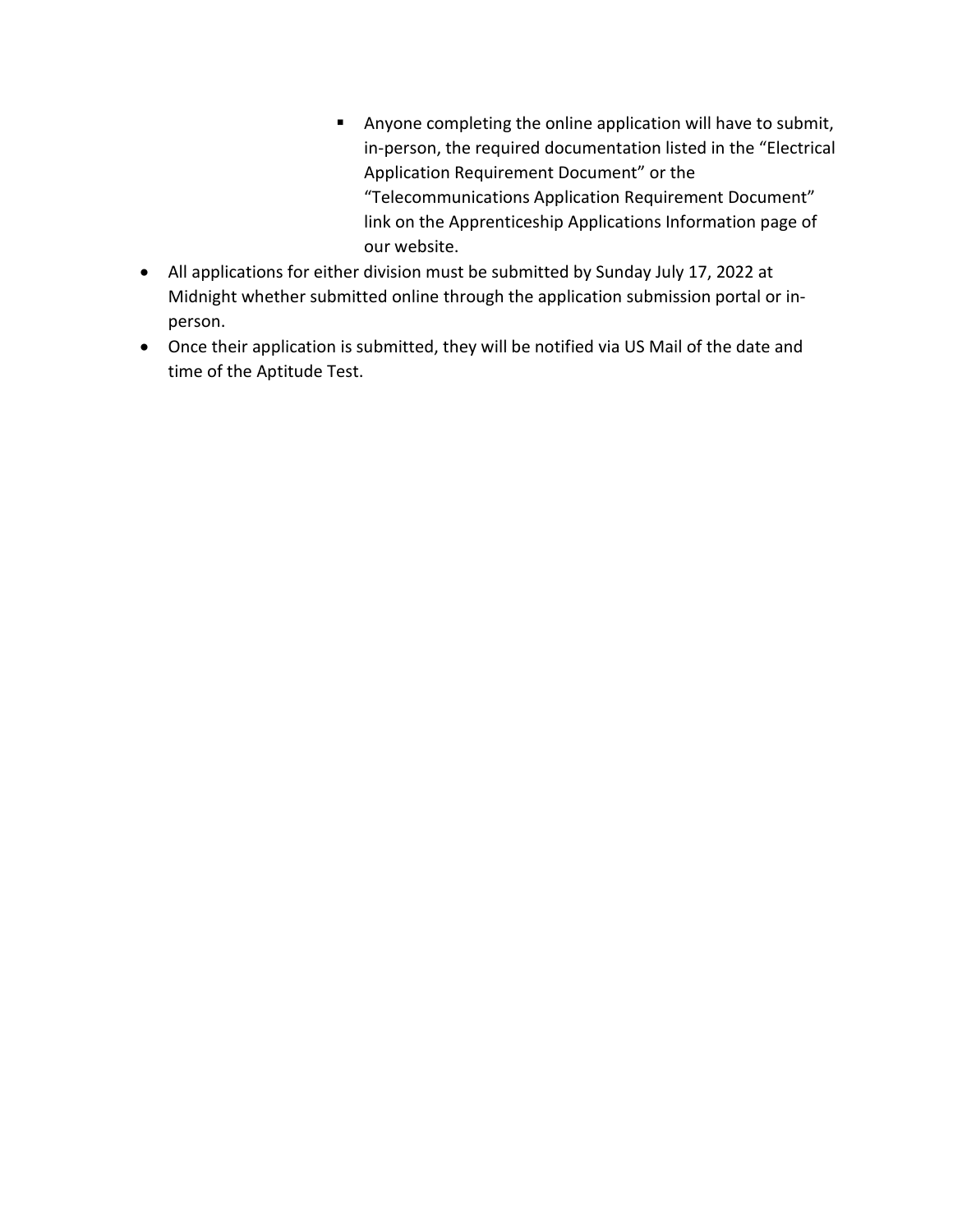- Anyone completing the online application will have to submit, in-person, the required documentation listed in the "Electrical Application Requirement Document" or the "Telecommunications Application Requirement Document" link on the Apprenticeship Applications Information page of our website.
- All applications for either division must be submitted by Sunday July 17, 2022 at Midnight whether submitted online through the application submission portal or in-person.
- Once their application is submitted, they will be notified via US Mail of the date and time of the Aptitude Test.